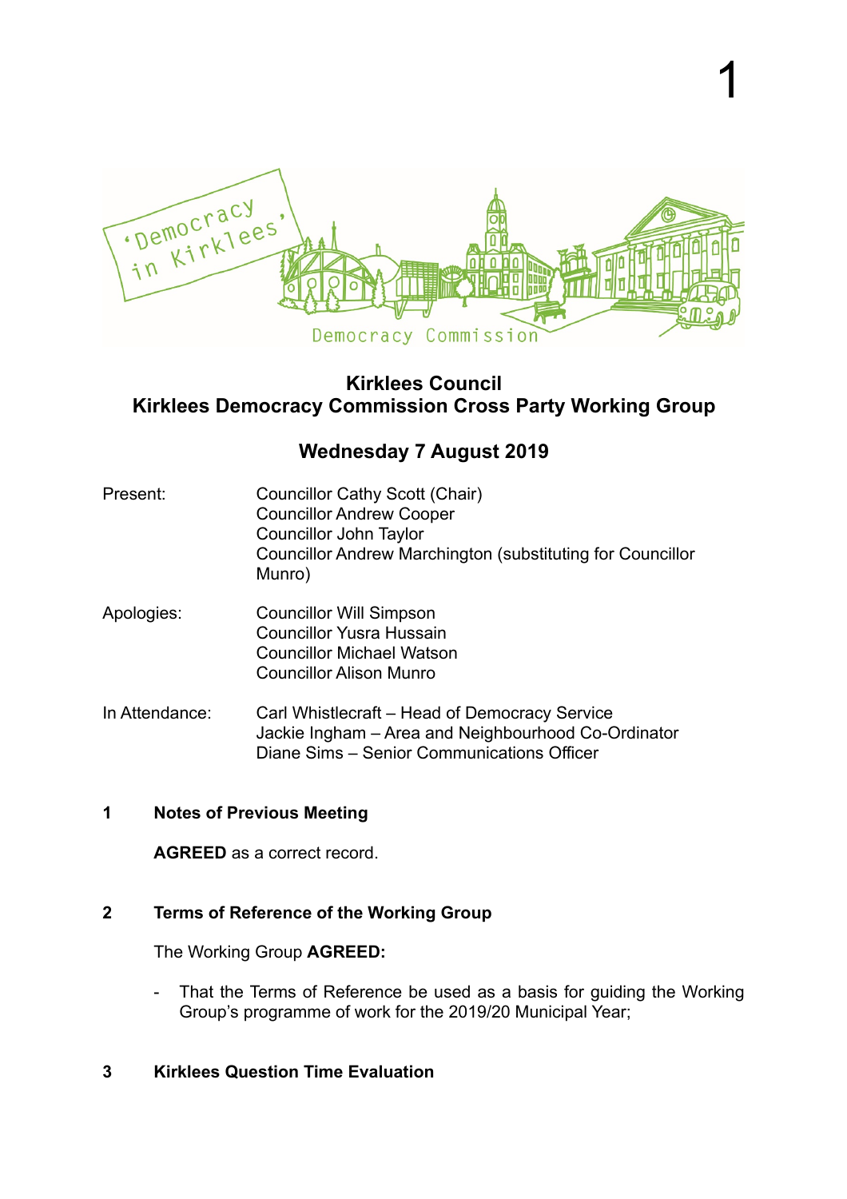# Kirklees Council
## Kirklees Democracy Commission Cross Party Working Group

### Wednesday 7 August 2019

| | |
|---|---|
| Present: | Councillor Cathy Scott (Chair)<br>Councillor Andrew Cooper<br>Councillor John Taylor<br>Councillor Andrew Marchington (substituting for Councillor Munro) |
| Apologies: | Councillor Will Simpson<br>Councillor Yusra Hussain<br>Councillor Michael Watson<br>Councillor Alison Munro |
| In Attendance: | Carl Whistlecraft – Head of Democracy Service<br>Jackie Ingham – Area and Neighbourhood Co-Ordinator<br>Diane Sims – Senior Communications Officer |

**1 Notes of Previous Meeting**

**AGREED** as a correct record.

**2 Terms of Reference of the Working Group**

The Working Group **AGREED:**

- That the Terms of Reference be used as a basis for guiding the Working Group's programme of work for the 2019/20 Municipal Year;

**3 Kirklees Question Time Evaluation**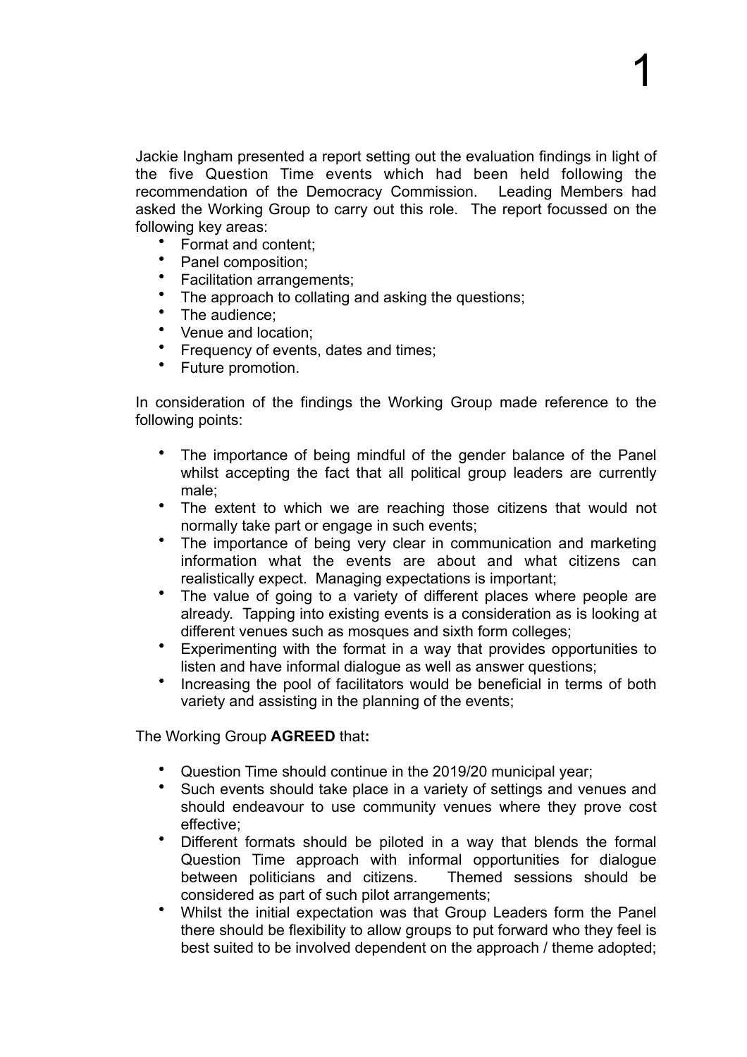Jackie Ingham presented a report setting out the evaluation findings in light of the five Question Time events which had been held following the recommendation of the Democracy Commission. Leading Members had asked the Working Group to carry out this role. The report focussed on the following key areas:

- Format and content;
- Panel composition;
- Facilitation arrangements;
- The approach to collating and asking the questions;
- The audience;
- Venue and location;
- Frequency of events, dates and times;
- Future promotion.

In consideration of the findings the Working Group made reference to the following points:

- The importance of being mindful of the gender balance of the Panel whilst accepting the fact that all political group leaders are currently male;
- The extent to which we are reaching those citizens that would not normally take part or engage in such events;
- The importance of being very clear in communication and marketing information what the events are about and what citizens can realistically expect. Managing expectations is important;
- The value of going to a variety of different places where people are already. Tapping into existing events is a consideration as is looking at different venues such as mosques and sixth form colleges;
- Experimenting with the format in a way that provides opportunities to listen and have informal dialogue as well as answer questions;
- Increasing the pool of facilitators would be beneficial in terms of both variety and assisting in the planning of the events;

The Working Group **AGREED** that**:**

- Question Time should continue in the 2019/20 municipal year;
- Such events should take place in a variety of settings and venues and should endeavour to use community venues where they prove cost effective;
- Different formats should be piloted in a way that blends the formal Question Time approach with informal opportunities for dialogue between politicians and citizens. Themed sessions should be considered as part of such pilot arrangements;
- Whilst the initial expectation was that Group Leaders form the Panel there should be flexibility to allow groups to put forward who they feel is best suited to be involved dependent on the approach / theme adopted;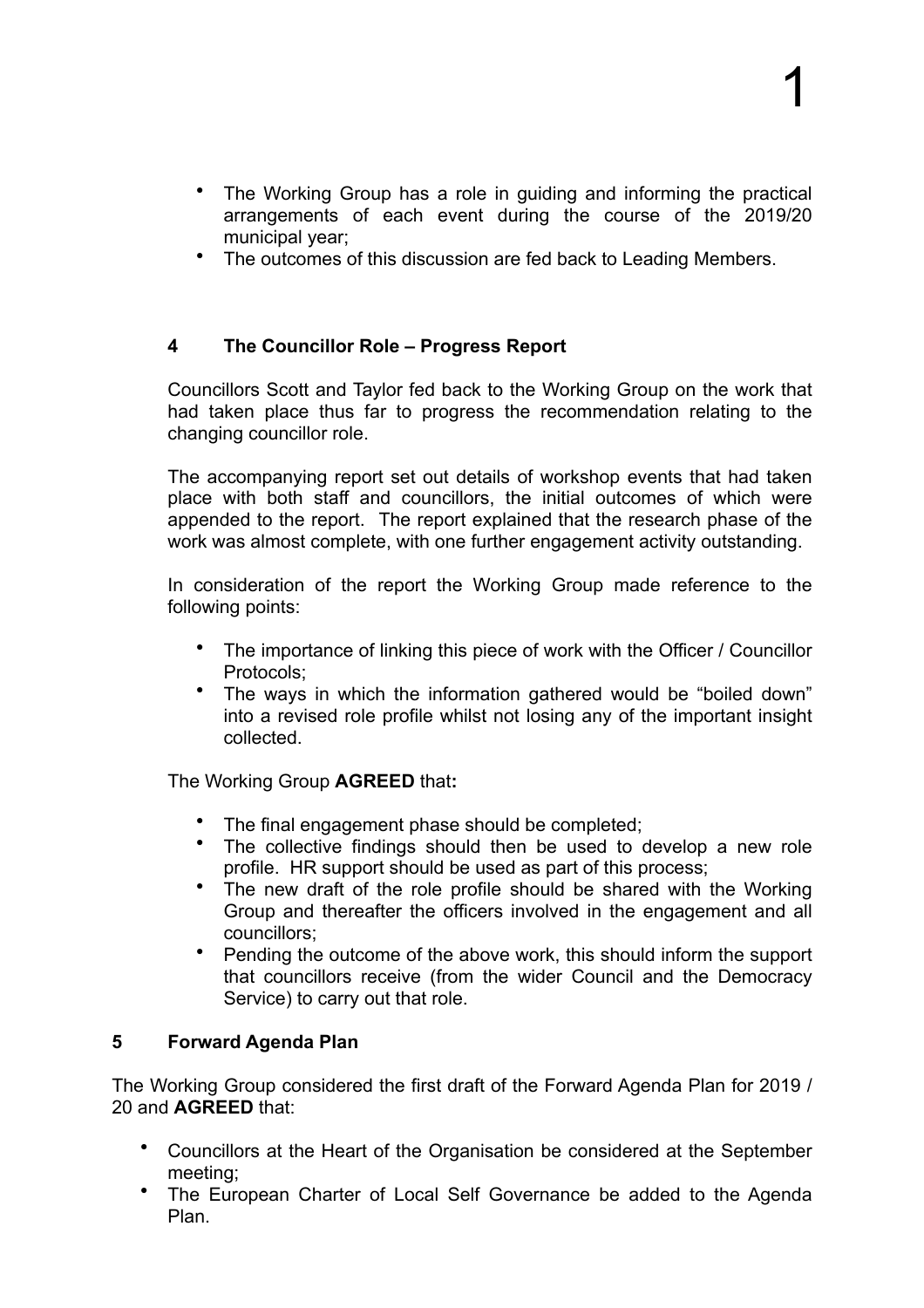- The Working Group has a role in guiding and informing the practical arrangements of each event during the course of the 2019/20 municipal year;
- The outcomes of this discussion are fed back to Leading Members.

### 4 The Councillor Role – Progress Report

Councillors Scott and Taylor fed back to the Working Group on the work that had taken place thus far to progress the recommendation relating to the changing councillor role.

The accompanying report set out details of workshop events that had taken place with both staff and councillors, the initial outcomes of which were appended to the report. The report explained that the research phase of the work was almost complete, with one further engagement activity outstanding.

In consideration of the report the Working Group made reference to the following points:

- The importance of linking this piece of work with the Officer / Councillor Protocols;
- The ways in which the information gathered would be "boiled down" into a revised role profile whilst not losing any of the important insight collected.

The Working Group **AGREED** that**:**

- The final engagement phase should be completed;
- The collective findings should then be used to develop a new role profile. HR support should be used as part of this process;
- The new draft of the role profile should be shared with the Working Group and thereafter the officers involved in the engagement and all councillors;
- Pending the outcome of the above work, this should inform the support that councillors receive (from the wider Council and the Democracy Service) to carry out that role.

### 5 Forward Agenda Plan

The Working Group considered the first draft of the Forward Agenda Plan for 2019 / 20 and **AGREED** that:

- Councillors at the Heart of the Organisation be considered at the September meeting;
- The European Charter of Local Self Governance be added to the Agenda Plan.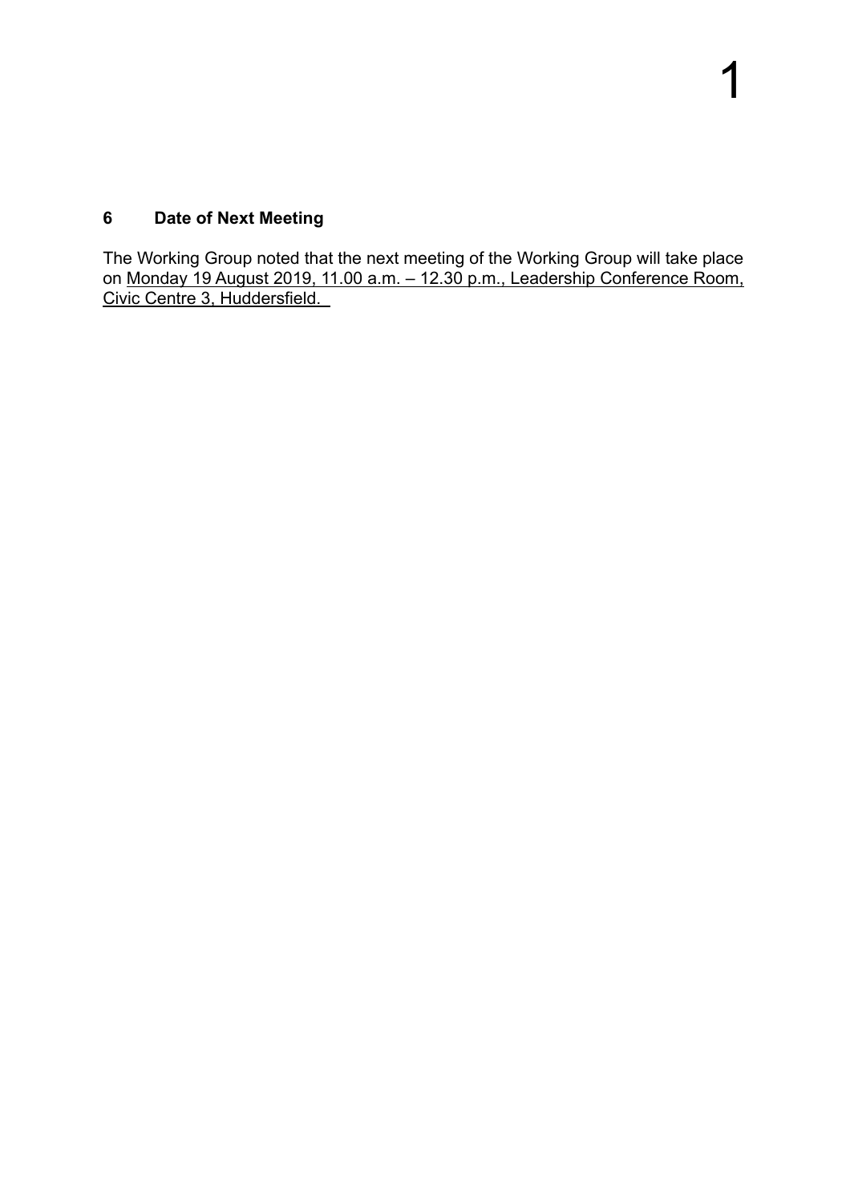### 6 Date of Next Meeting

The Working Group noted that the next meeting of the Working Group will take place on Monday 19 August 2019, 11.00 a.m. – 12.30 p.m., Leadership Conference Room, Civic Centre 3, Huddersfield.